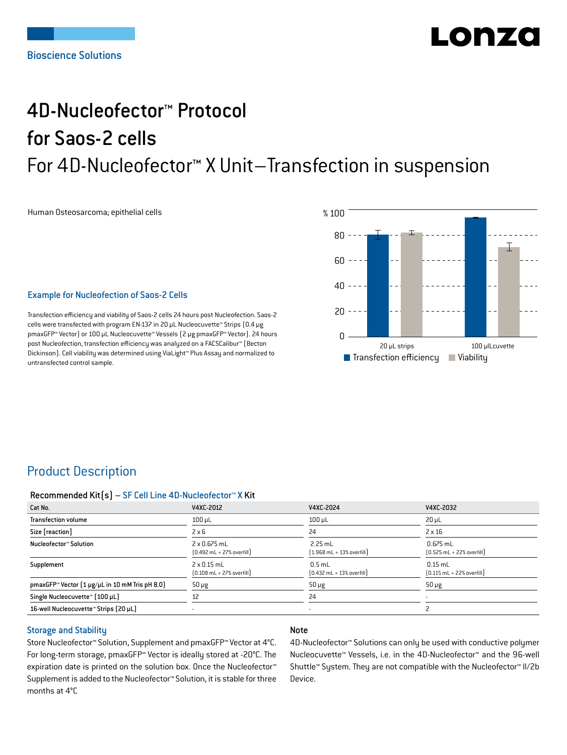Bioscience Solutions

# 4D-Nucleofector™ Protocol for Saos-2 cells

## For 4D-Nucleofector™ X Unit–Transfection in suspension

Human Osteosarcoma; epithelial cells

### Example for Nucleofection of Saos-2 Cells

Transfection efficiency and viability of Saos-2 cells 24 hours post Nucleofection. Saos-2 cells were transfected with program EN-137 in 20 µL Nucleocuvette™ Strips (0.4 µg pmaxGFP™ Vector) or 100 µL Nucleocuvette™ Vessels (2 µg pmaxGFP™ Vector). 24 hours post Nucleofection, transfection efficiency was analyzed on a FACSCalibur™ (Becton Dickinson). Cell viability was determined using ViaLight™ Plus Assay and normalized to untransfected control sample.

## Product Description

### Recommended Kit(s) – SF Cell Line 4D-Nucleofector™ X Kit

| Cat No. | V4XC-2012 | V4XC-2024 | V4XC-2032 |
|---|---|---|---|
| Transfection volume | 100 µL | 100 µL | 20 µL |
| Size [reaction] | 2 x 6 | 24 | 2 x 16 |
| Nucleofector™ Solution | 2 x 0.675 mL (0.492 mL + 27% overfill) | 2.25 mL (1.968 mL + 13% overfill) | 0.675 mL (0.525 mL + 22% overfill) |
| Supplement | 2 x 0.15 mL (0.108 mL + 27% overfill) | 0.5 mL (0.432 mL + 13% overfill) | 0.15 mL (0.115 mL + 22% overfill) |
| pmaxGFP™ Vector (1 µg/µL in 10 mM Tris pH 8.0) | 50 µg | 50 µg | 50 µg |
| Single Nucleocuvette™ (100 µL) | 12 | 24 | - |
| 16-well Nucleocuvette™ Strips (20 µL) | - | - | 2 |

### Storage and Stability

Store Nucleofector™ Solution, Supplement and pmaxGFP™ Vector at 4°C. For long-term storage, pmaxGFP™ Vector is ideally stored at -20°C. The expiration date is printed on the solution box. Once the Nucleofector™ Supplement is added to the Nucleofector™ Solution, it is stable for three months at 4°C

### Note

4D-Nucleofector™ Solutions can only be used with conductive polymer Nucleocuvette™ Vessels, i.e. in the 4D-Nucleofector™ and the 96-well Shuttle™ System. They are not compatible with the Nucleofector™ II/2b Device.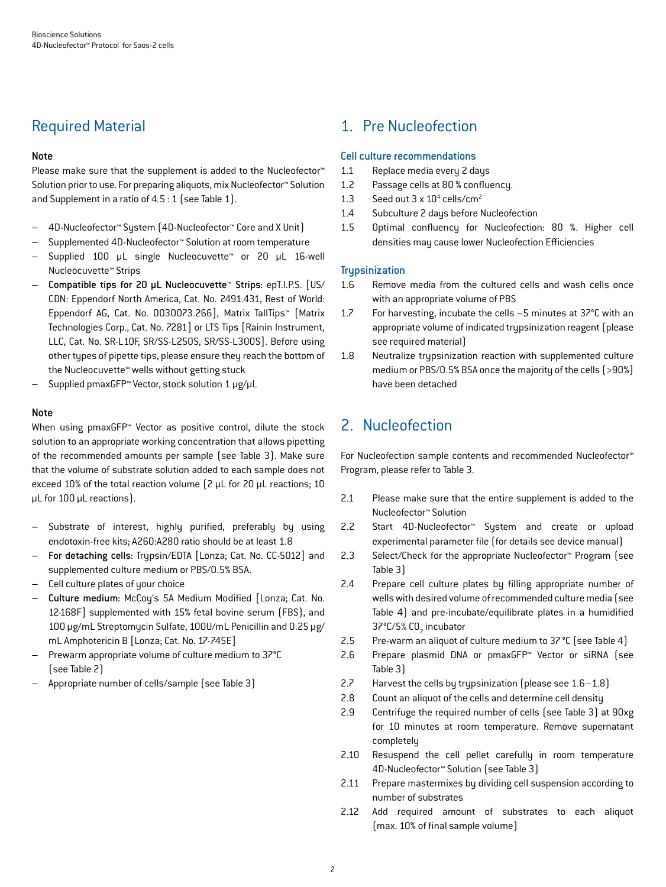## Required Material

**Note**

Please make sure that the supplement is added to the Nucleofector™ Solution prior to use. For preparing aliquots, mix Nucleofector™ Solution and Supplement in a ratio of 4.5 : 1 (see Table 1).

- 4D-Nucleofector™ System (4D-Nucleofector™ Core and X Unit)
- Supplemented 4D-Nucleofector™ Solution at room temperature
- Supplied 100 µL single Nucleocuvette™ or 20 µL 16-well Nucleocuvette™ Strips
- **Compatible tips for 20 µL Nucleocuvette™ Strips**: epT.I.P.S. [US/CDN: Eppendorf North America, Cat. No. 2491.431, Rest of World: Eppendorf AG, Cat. No. 0030073.266], Matrix TallTips™ [Matrix Technologies Corp., Cat. No. 7281] or LTS Tips [Rainin Instrument, LLC, Cat. No. SR-L10F, SR/SS-L250S, SR/SS-L300S]. Before using other types of pipette tips, please ensure they reach the bottom of the Nucleocuvette™ wells without getting stuck
- Supplied pmaxGFP™ Vector, stock solution 1 µg/µL

**Note**

When using pmaxGFP™ Vector as positive control, dilute the stock solution to an appropriate working concentration that allows pipetting of the recommended amounts per sample (see Table 3). Make sure that the volume of substrate solution added to each sample does not exceed 10% of the total reaction volume (2 µL for 20 µL reactions; 10 µL for 100 µL reactions).

- Substrate of interest, highly purified, preferably by using endotoxin-free kits; A260:A280 ratio should be at least 1.8
- **For detaching cells**: Trypsin/EDTA [Lonza; Cat. No. CC-5012] and supplemented culture medium or PBS/0.5% BSA.
- Cell culture plates of your choice
- **Culture medium**: McCoy's 5A Medium Modified [Lonza; Cat. No. 12-168F] supplemented with 15% fetal bovine serum (FBS), and 100 µg/mL Streptomycin Sulfate, 100U/mL Penicillin and 0.25 µg/mL Amphotericin B [Lonza; Cat. No. 17-745E]
- Prewarm appropriate volume of culture medium to 37°C (see Table 2)
- Appropriate number of cells/sample (see Table 3)

## 1. Pre Nucleofection

### Cell culture recommendations

1.1 Replace media every 2 days
1.2 Passage cells at 80 % confluency.
1.3 Seed out 3 x $10^4$ cells/$cm^2$
1.4 Subculture 2 days before Nucleofection
1.5 Optimal confluency for Nucleofection: 80 %. Higher cell densities may cause lower Nucleofection Efficiencies

### Trypsinization

1.6 Remove media from the cultured cells and wash cells once with an appropriate volume of PBS
1.7 For harvesting, incubate the cells ~5 minutes at 37°C with an appropriate volume of indicated trypsinization reagent (please see required material)
1.8 Neutralize trypsinization reaction with supplemented culture medium or PBS/0.5% BSA once the majority of the cells (>90%) have been detached

## 2. Nucleofection

For Nucleofection sample contents and recommended Nucleofector™ Program, please refer to Table 3.

2.1 Please make sure that the entire supplement is added to the Nucleofector™ Solution
2.2 Start 4D-Nucleofector™ System and create or upload experimental parameter file (for details see device manual)
2.3 Select/Check for the appropriate Nucleofector™ Program (see Table 3)
2.4 Prepare cell culture plates by filling appropriate number of wells with desired volume of recommended culture media (see Table 4) and pre-incubate/equilibrate plates in a humidified 37°C/5% $CO_2$ incubator
2.5 Pre-warm an aliquot of culture medium to 37 °C (see Table 4)
2.6 Prepare plasmid DNA or pmaxGFP™ Vector or siRNA (see Table 3)
2.7 Harvest the cells by trypsinization (please see 1.6–1.8)
2.8 Count an aliquot of the cells and determine cell density
2.9 Centrifuge the required number of cells (see Table 3) at 90xg for 10 minutes at room temperature. Remove supernatant completely
2.10 Resuspend the cell pellet carefully in room temperature 4D-Nucleofector™ Solution (see Table 3)
2.11 Prepare mastermixes by dividing cell suspension according to number of substrates
2.12 Add required amount of substrates to each aliquot (max. 10% of final sample volume)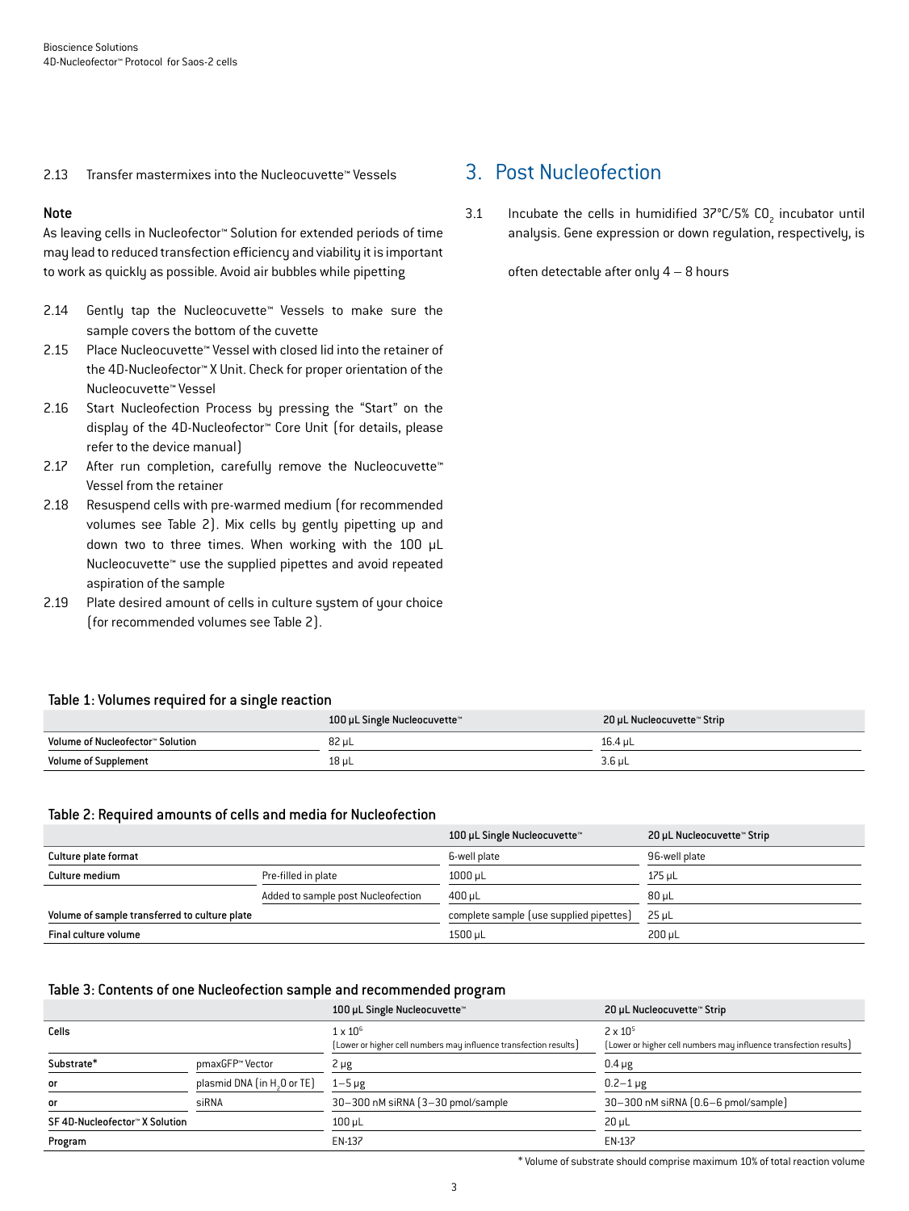2.13 Transfer mastermixes into the Nucleocuvette™ Vessels

**Note**

As leaving cells in Nucleofector™ Solution for extended periods of time may lead to reduced transfection efficiency and viability it is important to work as quickly as possible. Avoid air bubbles while pipetting

2.14 Gently tap the Nucleocuvette™ Vessels to make sure the sample covers the bottom of the cuvette

2.15 Place Nucleocuvette™ Vessel with closed lid into the retainer of the 4D-Nucleofector™ X Unit. Check for proper orientation of the Nucleocuvette™ Vessel

2.16 Start Nucleofection Process by pressing the "Start" on the display of the 4D-Nucleofector™ Core Unit (for details, please refer to the device manual)

2.17 After run completion, carefully remove the Nucleocuvette™ Vessel from the retainer

2.18 Resuspend cells with pre-warmed medium (for recommended volumes see Table 2). Mix cells by gently pipetting up and down two to three times. When working with the 100 µL Nucleocuvette™ use the supplied pipettes and avoid repeated aspiration of the sample

2.19 Plate desired amount of cells in culture system of your choice (for recommended volumes see Table 2).

## 3. Post Nucleofection

3.1 Incubate the cells in humidified 37°C/5% $CO_2$ incubator until analysis. Gene expression or down regulation, respectively, is often detectable after only 4 – 8 hours

**Table 1: Volumes required for a single reaction**

| | 100 µL Single Nucleocuvette™ | 20 µL Nucleocuvette™ Strip |
|---|---|---|
| **Volume of Nucleofector™ Solution** | 82 µL | 16.4 µL |
| **Volume of Supplement** | 18 µL | 3.6 µL |

**Table 2: Required amounts of cells and media for Nucleofection**

| | | 100 µL Single Nucleocuvette™ | 20 µL Nucleocuvette™ Strip |
|---|---|---|---|
| **Culture plate format** | | 6-well plate | 96-well plate |
| **Culture medium** | Pre-filled in plate | 1000 µL | 175 µL |
| | Added to sample post Nucleofection | 400 µL | 80 µL |
| **Volume of sample transferred to culture plate** | | complete sample (use supplied pipettes) | 25 µL |
| **Final culture volume** | | 1500 µL | 200 µL |

**Table 3: Contents of one Nucleofection sample and recommended program**

| | | 100 µL Single Nucleocuvette™ | 20 µL Nucleocuvette™ Strip |
|---|---|---|---|
| **Cells** | | $1 \times 10^6$ (Lower or higher cell numbers may influence transfection results) | $2 \times 10^5$ (Lower or higher cell numbers may influence transfection results) |
| **Substrate*** | pmaxGFP™ Vector | 2 µg | 0.4 µg |
| **or** | plasmid DNA (in $H_2O$ or TE) | 1–5 µg | 0.2–1 µg |
| **or** | siRNA | 30–300 nM siRNA (3–30 pmol/sample | 30–300 nM siRNA (0.6–6 pmol/sample) |
| **SF 4D-Nucleofector™ X Solution** | | 100 µL | 20 µL |
| **Program** | | EN-137 | EN-137 |

\* Volume of substrate should comprise maximum 10% of total reaction volume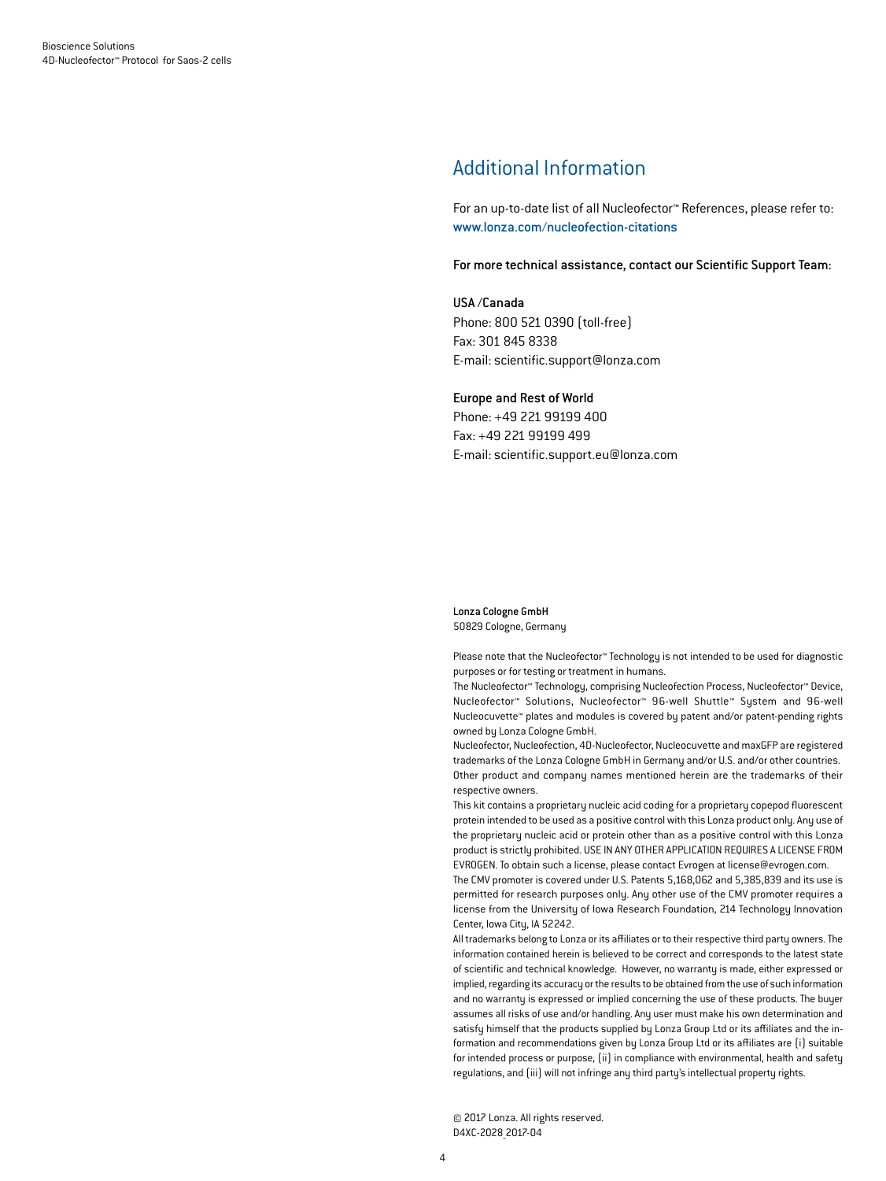## Additional Information

For an up-to-date list of all Nucleofector™ References, please refer to:
**www.lonza.com/nucleofection-citations**

**For more technical assistance, contact our Scientific Support Team:**

**USA /Canada**
Phone: 800 521 0390 (toll-free)
Fax: 301 845 8338
E-mail: scientific.support@lonza.com

**Europe and Rest of World**
Phone: +49 221 99199 400
Fax: +49 221 99199 499
E-mail: scientific.support.eu@lonza.com

**Lonza Cologne GmbH**
50829 Cologne, Germany

Please note that the Nucleofector™ Technology is not intended to be used for diagnostic purposes or for testing or treatment in humans.
The Nucleofector™ Technology, comprising Nucleofection Process, Nucleofector™ Device, Nucleofector™ Solutions, Nucleofector™ 96-well Shuttle™ System and 96-well Nucleocuvette™ plates and modules is covered by patent and/or patent-pending rights owned by Lonza Cologne GmbH.
Nucleofector, Nucleofection, 4D-Nucleofector, Nucleocuvette and maxGFP are registered trademarks of the Lonza Cologne GmbH in Germany and/or U.S. and/or other countries. Other product and company names mentioned herein are the trademarks of their respective owners.
This kit contains a proprietary nucleic acid coding for a proprietary copepod fluorescent protein intended to be used as a positive control with this Lonza product only. Any use of the proprietary nucleic acid or protein other than as a positive control with this Lonza product is strictly prohibited. USE IN ANY OTHER APPLICATION REQUIRES A LICENSE FROM EVROGEN. To obtain such a license, please contact Evrogen at license@evrogen.com.
The CMV promoter is covered under U.S. Patents 5,168,062 and 5,385,839 and its use is permitted for research purposes only. Any other use of the CMV promoter requires a license from the University of Iowa Research Foundation, 214 Technology Innovation Center, Iowa City, IA 52242.
All trademarks belong to Lonza or its affiliates or to their respective third party owners. The information contained herein is believed to be correct and corresponds to the latest state of scientific and technical knowledge. However, no warranty is made, either expressed or implied, regarding its accuracy or the results to be obtained from the use of such information and no warranty is expressed or implied concerning the use of these products. The buyer assumes all risks of use and/or handling. Any user must make his own determination and satisfy himself that the products supplied by Lonza Group Ltd or its affiliates and the information and recommendations given by Lonza Group Ltd or its affiliates are (i) suitable for intended process or purpose, (ii) in compliance with environmental, health and safety regulations, and (iii) will not infringe any third party's intellectual property rights.

© 2017 Lonza. All rights reserved.
D4XC-2028_2017-04